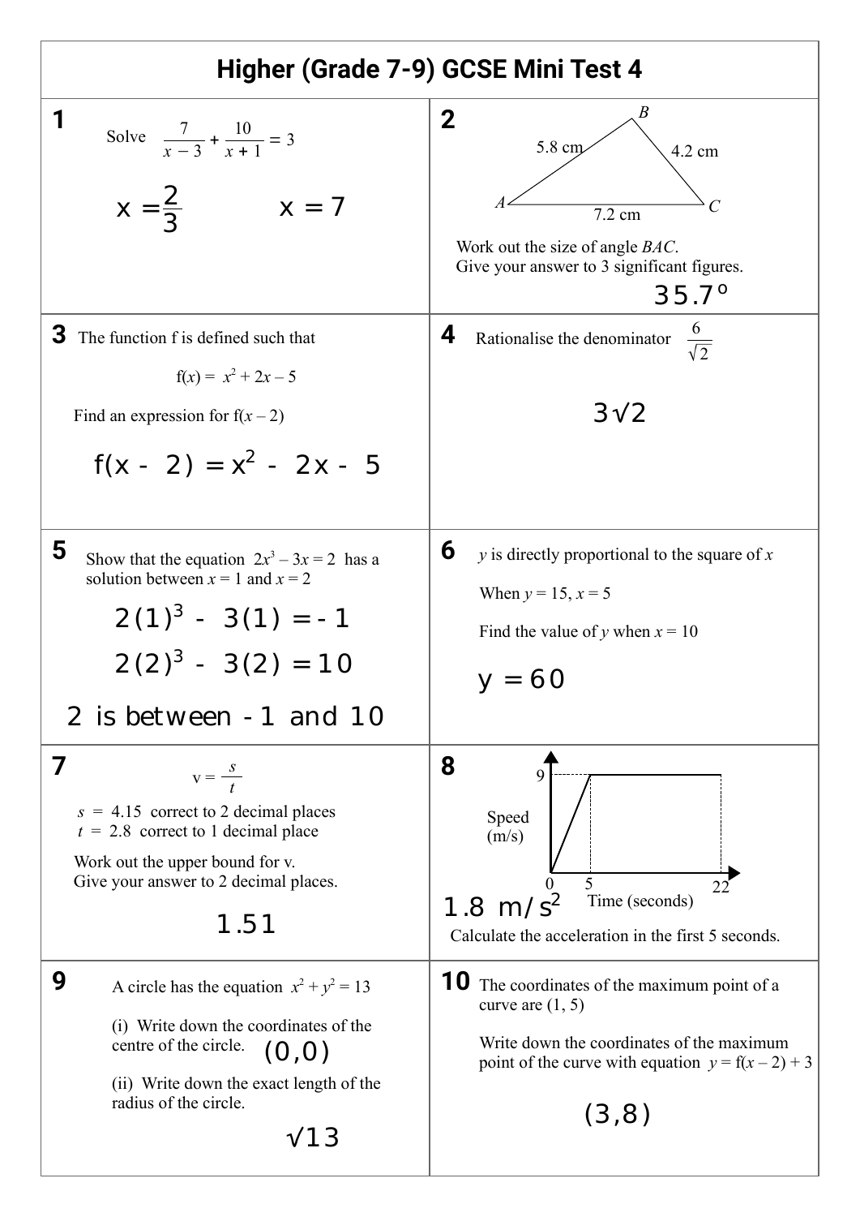# Higher (Grade 7-9) GCSE Mini Test 4

## 1

Solve $\frac{7}{x-3} + \frac{10}{x+1} = 3$

$x = \frac{2}{3}$ $x = 7$

## 2

Triangle $ABC$ with $AB = 5.8$ cm, $BC = 4.2$ cm, $AC = 7.2$ cm.

Work out the size of angle $BAC$.
Give your answer to 3 significant figures.

$35.7°$

## 3

The function f is defined such that

$$f(x) = x^2 + 2x - 5$$

Find an expression for $f(x - 2)$

$f(x - 2) = x^2 - 2x - 5$

## 4

Rationalise the denominator $\frac{6}{\sqrt{2}}$

$3\sqrt{2}$

## 5

Show that the equation $2x^3 - 3x = 2$ has a solution between $x = 1$ and $x = 2$

$2(1)^3 - 3(1) = -1$

$2(2)^3 - 3(2) = 10$

2 is between -1 and 10

## 6

$y$ is directly proportional to the square of $x$

When $y = 15$, $x = 5$

Find the value of $y$ when $x = 10$

$y = 60$

## 7

$$v = \frac{s}{t}$$

$s = 4.15$ correct to 2 decimal places
$t = 2.8$ correct to 1 decimal place

Work out the upper bound for v.
Give your answer to 2 decimal places.

1.51

## 8

Speed-time graph: Speed (m/s) against Time (seconds); speed rises from 0 to 9 over 0 to 5 seconds, then stays at 9 until 22 seconds.

$1.8$ m/s$^2$

Calculate the acceleration in the first 5 seconds.

## 9

A circle has the equation $x^2 + y^2 = 13$

(i) Write down the coordinates of the centre of the circle. $(0,0)$

(ii) Write down the exact length of the radius of the circle.

$\sqrt{13}$

## 10

The coordinates of the maximum point of a curve are $(1, 5)$

Write down the coordinates of the maximum point of the curve with equation $y = f(x - 2) + 3$

$(3,8)$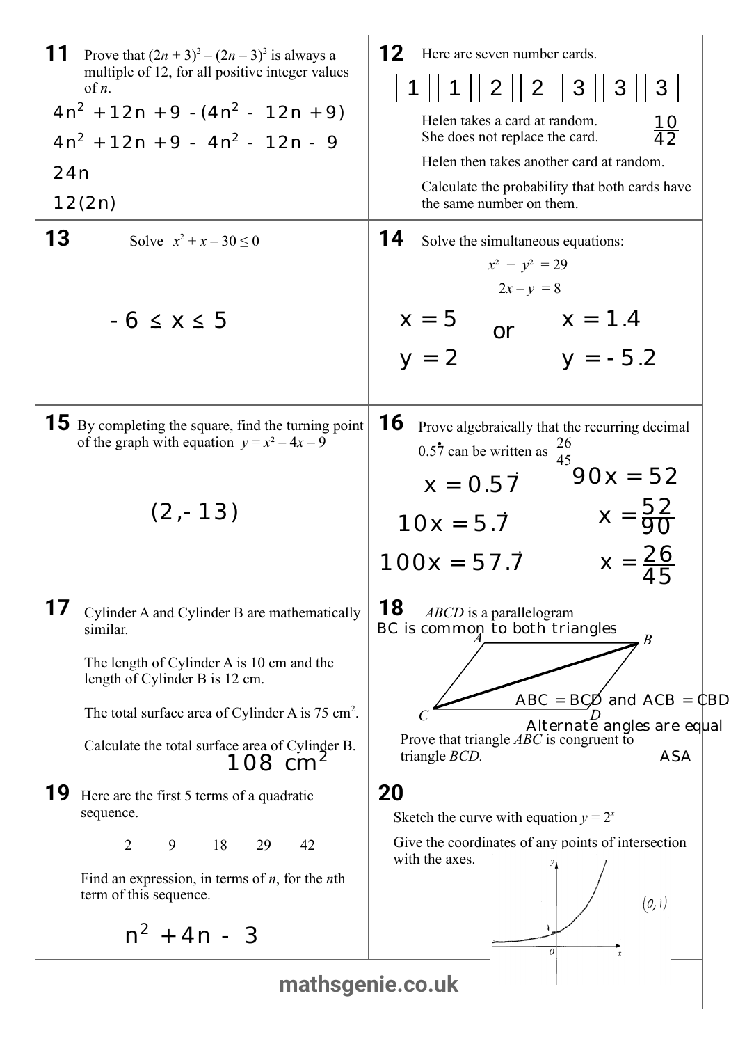**11** Prove that $(2n + 3)^2 - (2n - 3)^2$ is always a multiple of 12, for all positive integer values of $n$.

$4n^2 + 12n + 9 - (4n^2 - 12n + 9)$

$4n^2 + 12n + 9 - 4n^2 - 12n - 9$

$24n$

$12(2n)$

**12** Here are seven number cards.

| 1 | 1 | 2 | 2 | 3 | 3 | 3 |
|---|---|---|---|---|---|---|

Helen takes a card at random.
She does not replace the card.

$\frac{10}{42}$

Helen then takes another card at random.

Calculate the probability that both cards have the same number on them.

**13** Solve $x^2 + x - 30 \leq 0$

$-6 \leq x \leq 5$

**14** Solve the simultaneous equations:

$$x^2 + y^2 = 29$$
$$2x - y = 8$$

$x = 5$, $y = 2$ or $x = 1.4$, $y = -5.2$

**15** By completing the square, find the turning point of the graph with equation $y = x^2 - 4x - 9$

$(2, -13)$

**16** Prove algebraically that the recurring decimal $0.5\dot{7}$ can be written as $\frac{26}{45}$

$x = 0.5\dot{7}$

$10x = 5.\dot{7}$

$100x = 57.\dot{7}$

$90x = 52$

$x = \frac{52}{90}$

$x = \frac{26}{45}$

**17** Cylinder A and Cylinder B are mathematically similar.

The length of Cylinder A is 10 cm and the length of Cylinder B is 12 cm.

The total surface area of Cylinder A is 75 cm$^2$.

Calculate the total surface area of Cylinder B.

$108 \text{ cm}^2$

**18** $ABCD$ is a parallelogram

BC is common to both triangles

A B C D

ABC = BCD and ACB = CBD

Alternate angles are equal

Prove that triangle $ABC$ is congruent to triangle $BCD$.

ASA

**19** Here are the first 5 terms of a quadratic sequence.

2 9 18 29 42

Find an expression, in terms of $n$, for the $n$th term of this sequence.

$n^2 + 4n - 3$

**20** Sketch the curve with equation $y = 2^x$

Give the coordinates of any points of intersection with the axes.

y
x
0
(0, 1)

mathsgenie.co.uk